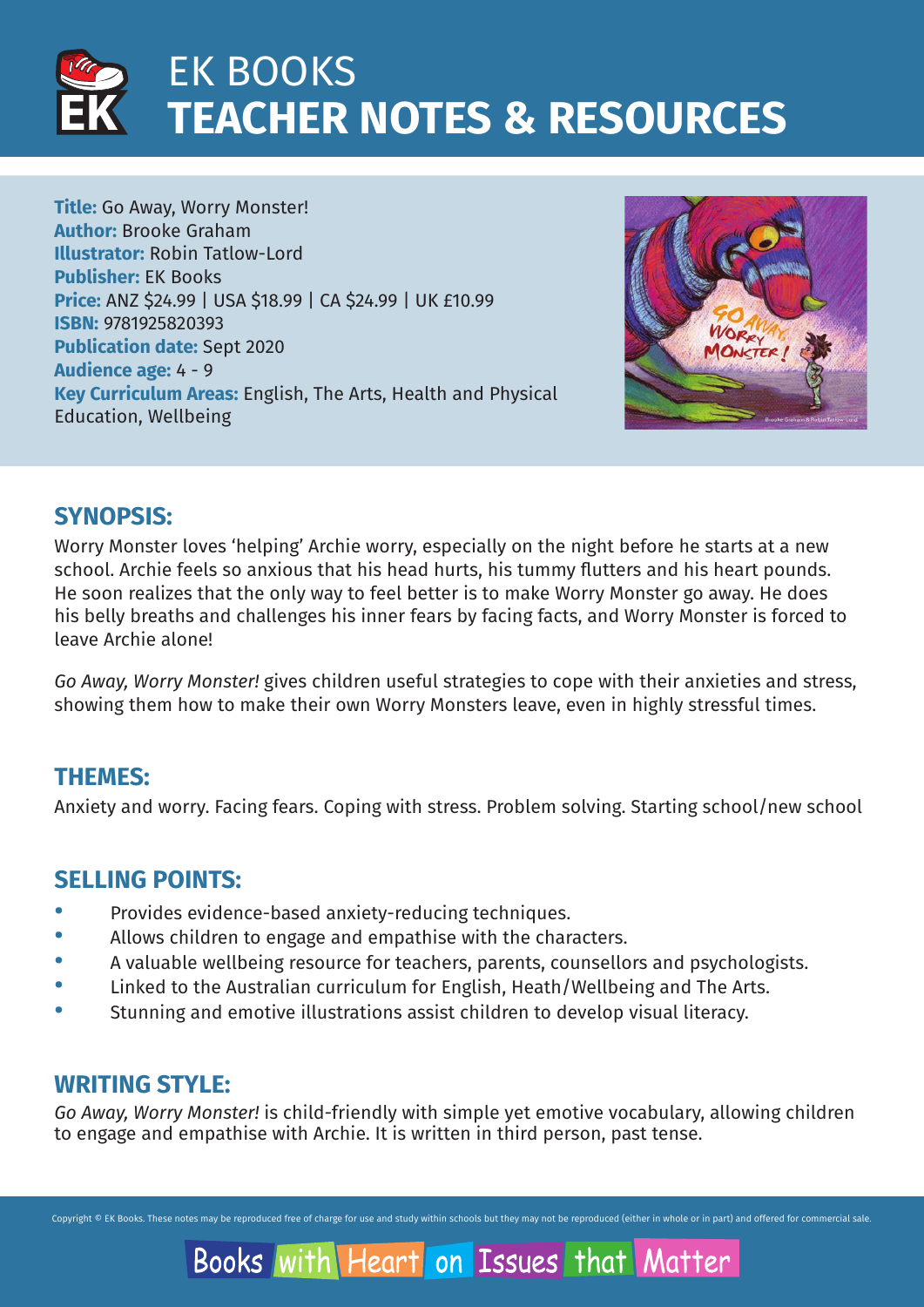# EK BOOKS
# TEACHER NOTES & RESOURCES

**Title:** Go Away, Worry Monster!
**Author:** Brooke Graham
**Illustrator:** Robin Tatlow-Lord
**Publisher:** EK Books
**Price:** ANZ $24.99 | USA $18.99 | CA $24.99 | UK £10.99
**ISBN:** 9781925820393
**Publication date:** Sept 2020
**Audience age:** 4 - 9
**Key Curriculum Areas:** English, The Arts, Health and Physical Education, Wellbeing

## SYNOPSIS:

Worry Monster loves 'helping' Archie worry, especially on the night before he starts at a new school. Archie feels so anxious that his head hurts, his tummy flutters and his heart pounds. He soon realizes that the only way to feel better is to make Worry Monster go away. He does his belly breaths and challenges his inner fears by facing facts, and Worry Monster is forced to leave Archie alone!

*Go Away, Worry Monster!* gives children useful strategies to cope with their anxieties and stress, showing them how to make their own Worry Monsters leave, even in highly stressful times.

## THEMES:

Anxiety and worry. Facing fears. Coping with stress. Problem solving. Starting school/new school

## SELLING POINTS:

- Provides evidence-based anxiety-reducing techniques.
- Allows children to engage and empathise with the characters.
- A valuable wellbeing resource for teachers, parents, counsellors and psychologists.
- Linked to the Australian curriculum for English, Heath/Wellbeing and The Arts.
- Stunning and emotive illustrations assist children to develop visual literacy.

## WRITING STYLE:

*Go Away, Worry Monster!* is child-friendly with simple yet emotive vocabulary, allowing children to engage and empathise with Archie. It is written in third person, past tense.

Copyright © EK Books. These notes may be reproduced free of charge for use and study within schools but they may not be reproduced (either in whole or in part) and offered for commercial sale.

Books with Heart on Issues that Matter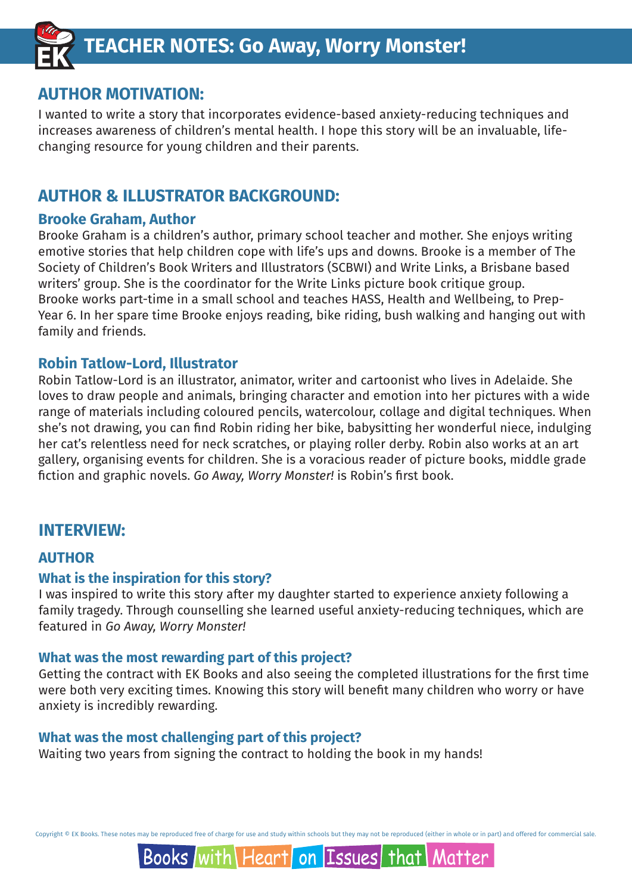# TEACHER NOTES: Go Away, Worry Monster!

## AUTHOR MOTIVATION:

I wanted to write a story that incorporates evidence-based anxiety-reducing techniques and increases awareness of children's mental health. I hope this story will be an invaluable, life-changing resource for young children and their parents.

## AUTHOR & ILLUSTRATOR BACKGROUND:

### Brooke Graham, Author

Brooke Graham is a children's author, primary school teacher and mother. She enjoys writing emotive stories that help children cope with life's ups and downs. Brooke is a member of The Society of Children's Book Writers and Illustrators (SCBWI) and Write Links, a Brisbane based writers' group. She is the coordinator for the Write Links picture book critique group. Brooke works part-time in a small school and teaches HASS, Health and Wellbeing, to Prep-Year 6. In her spare time Brooke enjoys reading, bike riding, bush walking and hanging out with family and friends.

### Robin Tatlow-Lord, Illustrator

Robin Tatlow-Lord is an illustrator, animator, writer and cartoonist who lives in Adelaide. She loves to draw people and animals, bringing character and emotion into her pictures with a wide range of materials including coloured pencils, watercolour, collage and digital techniques. When she's not drawing, you can find Robin riding her bike, babysitting her wonderful niece, indulging her cat's relentless need for neck scratches, or playing roller derby. Robin also works at an art gallery, organising events for children. She is a voracious reader of picture books, middle grade fiction and graphic novels. *Go Away, Worry Monster!* is Robin's first book.

## INTERVIEW:

### AUTHOR

#### What is the inspiration for this story?

I was inspired to write this story after my daughter started to experience anxiety following a family tragedy. Through counselling she learned useful anxiety-reducing techniques, which are featured in *Go Away, Worry Monster!*

#### What was the most rewarding part of this project?

Getting the contract with EK Books and also seeing the completed illustrations for the first time were both very exciting times. Knowing this story will benefit many children who worry or have anxiety is incredibly rewarding.

#### What was the most challenging part of this project?

Waiting two years from signing the contract to holding the book in my hands!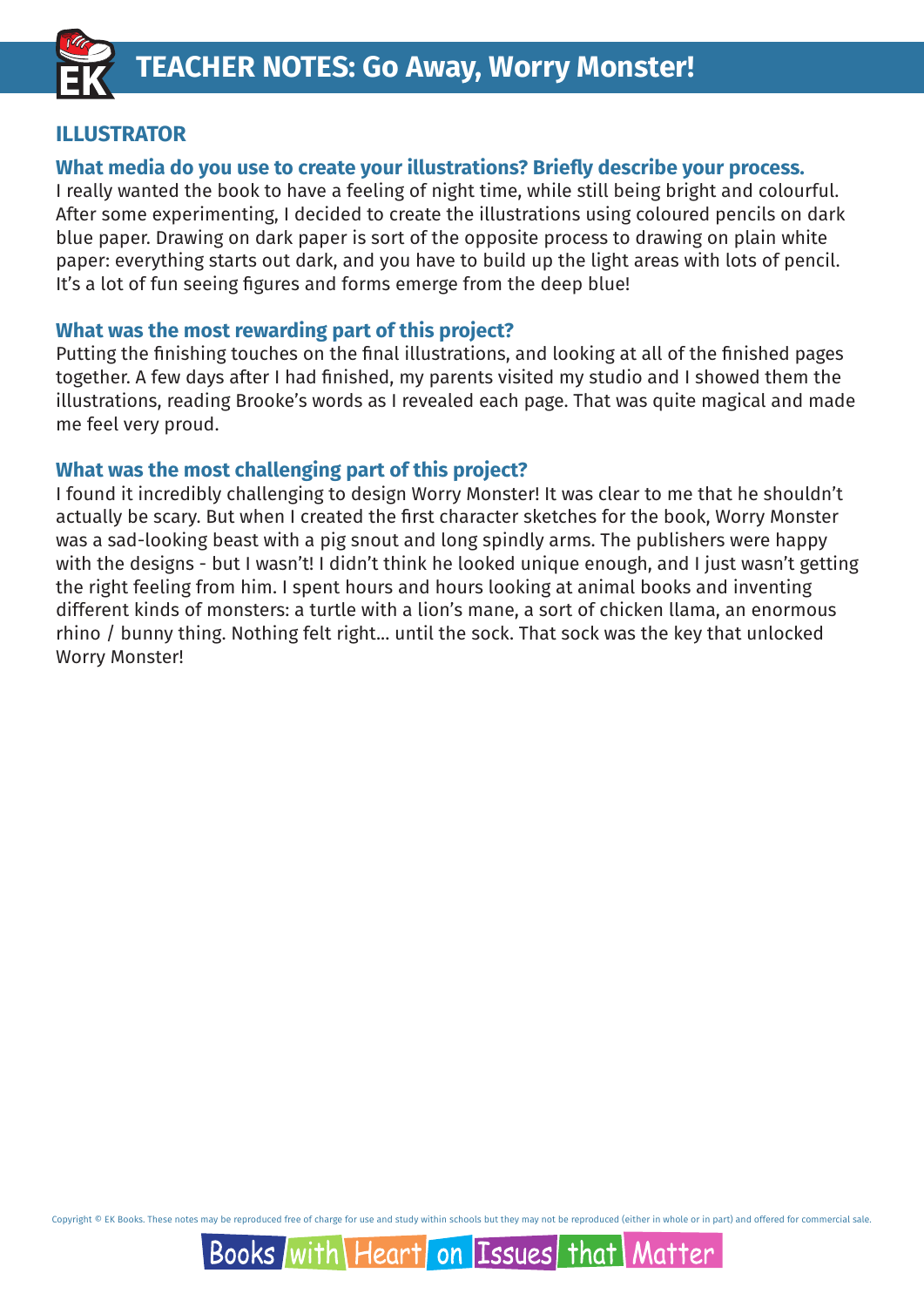## ILLUSTRATOR

### What media do you use to create your illustrations? Briefly describe your process.

I really wanted the book to have a feeling of night time, while still being bright and colourful. After some experimenting, I decided to create the illustrations using coloured pencils on dark blue paper. Drawing on dark paper is sort of the opposite process to drawing on plain white paper: everything starts out dark, and you have to build up the light areas with lots of pencil. It's a lot of fun seeing figures and forms emerge from the deep blue!

### What was the most rewarding part of this project?

Putting the finishing touches on the final illustrations, and looking at all of the finished pages together. A few days after I had finished, my parents visited my studio and I showed them the illustrations, reading Brooke's words as I revealed each page. That was quite magical and made me feel very proud.

### What was the most challenging part of this project?

I found it incredibly challenging to design Worry Monster! It was clear to me that he shouldn't actually be scary. But when I created the first character sketches for the book, Worry Monster was a sad-looking beast with a pig snout and long spindly arms. The publishers were happy with the designs - but I wasn't! I didn't think he looked unique enough, and I just wasn't getting the right feeling from him. I spent hours and hours looking at animal books and inventing different kinds of monsters: a turtle with a lion's mane, a sort of chicken llama, an enormous rhino / bunny thing. Nothing felt right... until the sock. That sock was the key that unlocked Worry Monster!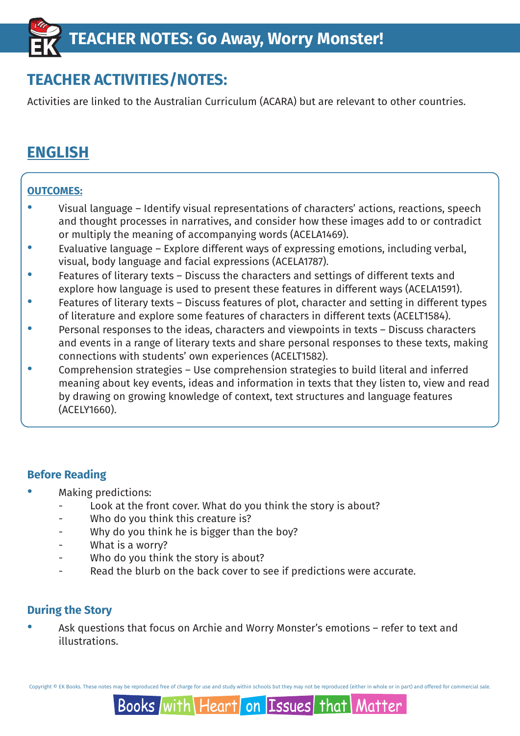# TEACHER ACTIVITIES/NOTES:

Activities are linked to the Australian Curriculum (ACARA) but are relevant to other countries.

## ENGLISH

**OUTCOMES:**

- Visual language – Identify visual representations of characters' actions, reactions, speech and thought processes in narratives, and consider how these images add to or contradict or multiply the meaning of accompanying words (ACELA1469).
- Evaluative language – Explore different ways of expressing emotions, including verbal, visual, body language and facial expressions (ACELA1787).
- Features of literary texts – Discuss the characters and settings of different texts and explore how language is used to present these features in different ways (ACELA1591).
- Features of literary texts – Discuss features of plot, character and setting in different types of literature and explore some features of characters in different texts (ACELT1584).
- Personal responses to the ideas, characters and viewpoints in texts – Discuss characters and events in a range of literary texts and share personal responses to these texts, making connections with students' own experiences (ACELT1582).
- Comprehension strategies – Use comprehension strategies to build literal and inferred meaning about key events, ideas and information in texts that they listen to, view and read by drawing on growing knowledge of context, text structures and language features (ACELY1660).

### Before Reading

- Making predictions:
  - Look at the front cover. What do you think the story is about?
  - Who do you think this creature is?
  - Why do you think he is bigger than the boy?
  - What is a worry?
  - Who do you think the story is about?
  - Read the blurb on the back cover to see if predictions were accurate.

### During the Story

- Ask questions that focus on Archie and Worry Monster's emotions – refer to text and illustrations.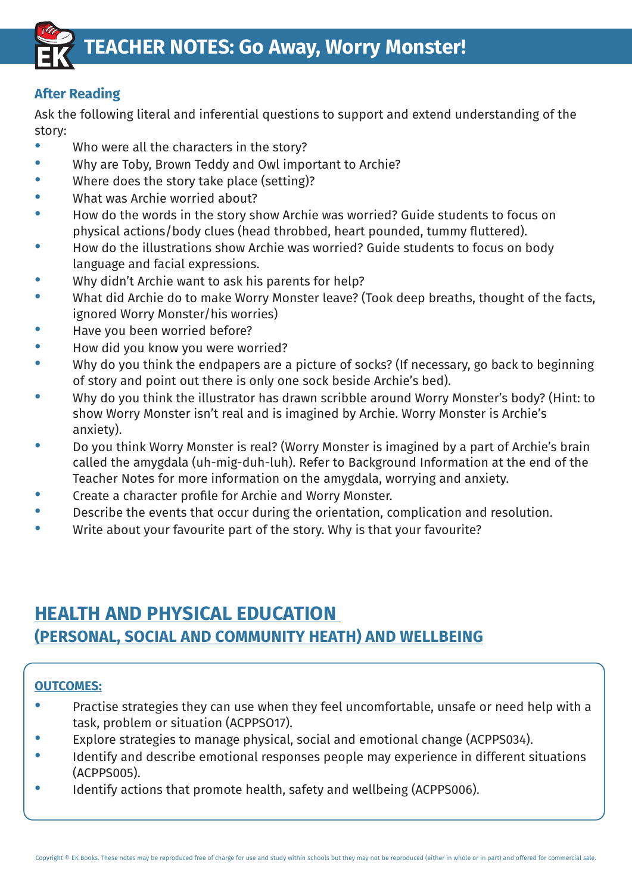# TEACHER NOTES: Go Away, Worry Monster!

## After Reading

Ask the following literal and inferential questions to support and extend understanding of the story:

- Who were all the characters in the story?
- Why are Toby, Brown Teddy and Owl important to Archie?
- Where does the story take place (setting)?
- What was Archie worried about?
- How do the words in the story show Archie was worried? Guide students to focus on physical actions/body clues (head throbbed, heart pounded, tummy fluttered).
- How do the illustrations show Archie was worried? Guide students to focus on body language and facial expressions.
- Why didn't Archie want to ask his parents for help?
- What did Archie do to make Worry Monster leave? (Took deep breaths, thought of the facts, ignored Worry Monster/his worries)
- Have you been worried before?
- How did you know you were worried?
- Why do you think the endpapers are a picture of socks? (If necessary, go back to beginning of story and point out there is only one sock beside Archie's bed).
- Why do you think the illustrator has drawn scribble around Worry Monster's body? (Hint: to show Worry Monster isn't real and is imagined by Archie. Worry Monster is Archie's anxiety).
- Do you think Worry Monster is real? (Worry Monster is imagined by a part of Archie's brain called the amygdala (uh-mig-duh-luh). Refer to Background Information at the end of the Teacher Notes for more information on the amygdala, worrying and anxiety.
- Create a character profile for Archie and Worry Monster.
- Describe the events that occur during the orientation, complication and resolution.
- Write about your favourite part of the story. Why is that your favourite?

## HEALTH AND PHYSICAL EDUCATION
### (PERSONAL, SOCIAL AND COMMUNITY HEATH) AND WELLBEING

**OUTCOMES:**

- Practise strategies they can use when they feel uncomfortable, unsafe or need help with a task, problem or situation (ACPPSO17).
- Explore strategies to manage physical, social and emotional change (ACPPS034).
- Identify and describe emotional responses people may experience in different situations (ACPPS005).
- Identify actions that promote health, safety and wellbeing (ACPPS006).

Copyright © EK Books. These notes may be reproduced free of charge for use and study within schools but they may not be reproduced (either in whole or in part) and offered for commercial sale.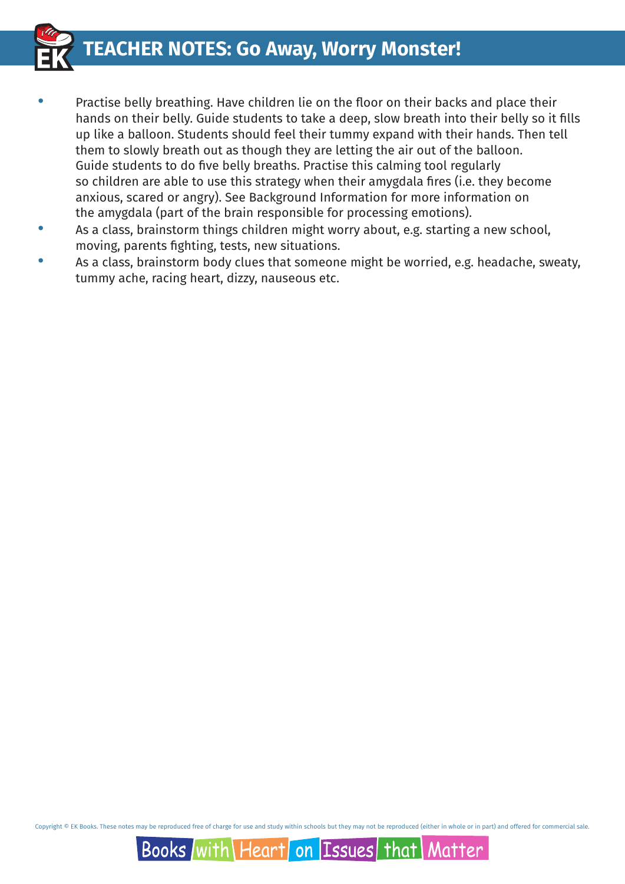- Practise belly breathing. Have children lie on the floor on their backs and place their hands on their belly. Guide students to take a deep, slow breath into their belly so it fills up like a balloon. Students should feel their tummy expand with their hands. Then tell them to slowly breath out as though they are letting the air out of the balloon. Guide students to do five belly breaths. Practise this calming tool regularly so children are able to use this strategy when their amygdala fires (i.e. they become anxious, scared or angry). See Background Information for more information on the amygdala (part of the brain responsible for processing emotions).
- As a class, brainstorm things children might worry about, e.g. starting a new school, moving, parents fighting, tests, new situations.
- As a class, brainstorm body clues that someone might be worried, e.g. headache, sweaty, tummy ache, racing heart, dizzy, nauseous etc.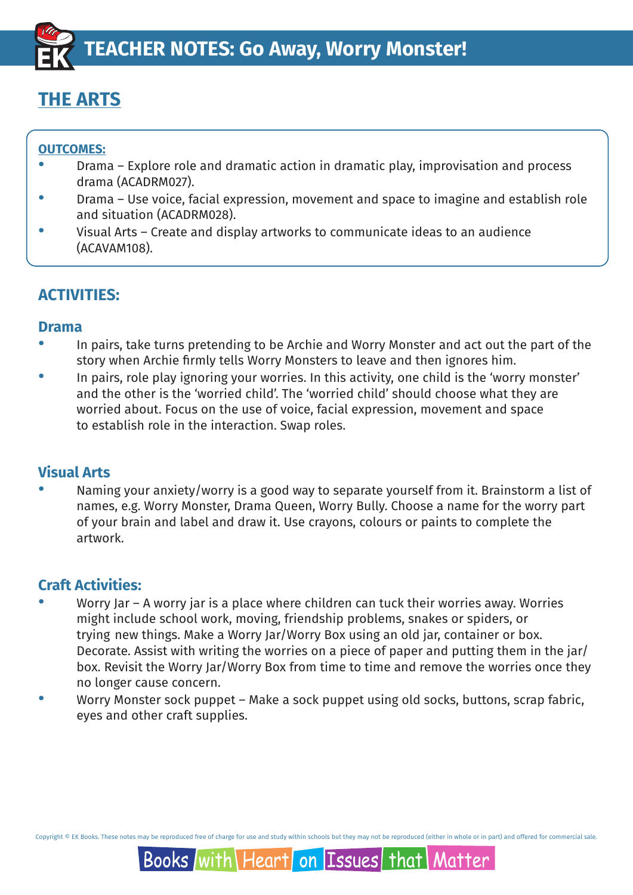# TEACHER NOTES: Go Away, Worry Monster!

## THE ARTS

**OUTCOMES:**

- Drama – Explore role and dramatic action in dramatic play, improvisation and process drama (ACADRM027).
- Drama – Use voice, facial expression, movement and space to imagine and establish role and situation (ACADRM028).
- Visual Arts – Create and display artworks to communicate ideas to an audience (ACAVAM108).

## ACTIVITIES:

### Drama

- In pairs, take turns pretending to be Archie and Worry Monster and act out the part of the story when Archie firmly tells Worry Monsters to leave and then ignores him.
- In pairs, role play ignoring your worries. In this activity, one child is the 'worry monster' and the other is the 'worried child'. The 'worried child' should choose what they are worried about. Focus on the use of voice, facial expression, movement and space to establish role in the interaction. Swap roles.

### Visual Arts

- Naming your anxiety/worry is a good way to separate yourself from it. Brainstorm a list of names, e.g. Worry Monster, Drama Queen, Worry Bully. Choose a name for the worry part of your brain and label and draw it. Use crayons, colours or paints to complete the artwork.

### Craft Activities:

- Worry Jar – A worry jar is a place where children can tuck their worries away. Worries might include school work, moving, friendship problems, snakes or spiders, or trying new things. Make a Worry Jar/Worry Box using an old jar, container or box. Decorate. Assist with writing the worries on a piece of paper and putting them in the jar/box. Revisit the Worry Jar/Worry Box from time to time and remove the worries once they no longer cause concern.
- Worry Monster sock puppet – Make a sock puppet using old socks, buttons, scrap fabric, eyes and other craft supplies.

Copyright © EK Books. These notes may be reproduced free of charge for use and study within schools but they may not be reproduced (either in whole or in part) and offered for commercial sale.

Books with Heart on Issues that Matter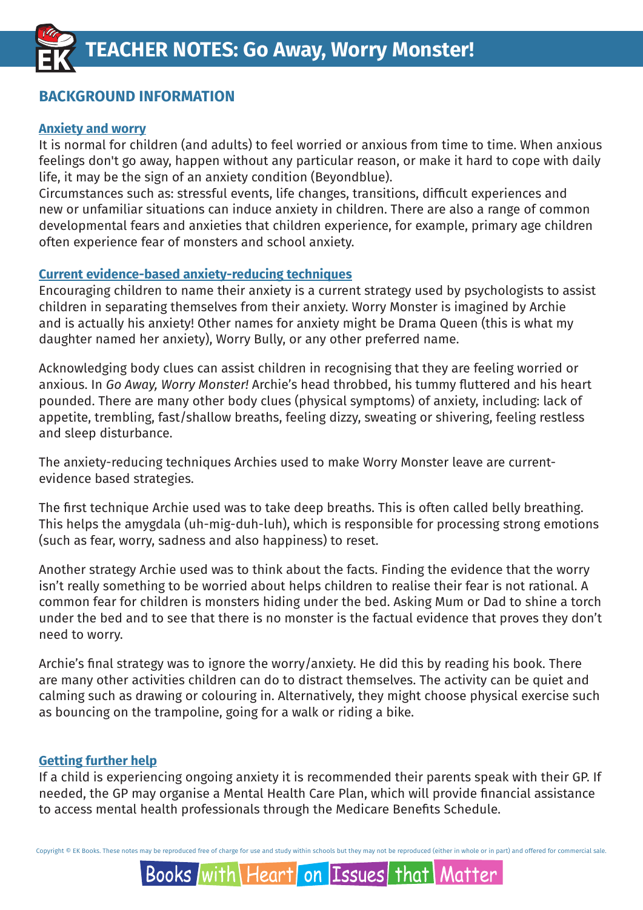# TEACHER NOTES: Go Away, Worry Monster!

## BACKGROUND INFORMATION

### Anxiety and worry

It is normal for children (and adults) to feel worried or anxious from time to time. When anxious feelings don't go away, happen without any particular reason, or make it hard to cope with daily life, it may be the sign of an anxiety condition (Beyondblue).

Circumstances such as: stressful events, life changes, transitions, difficult experiences and new or unfamiliar situations can induce anxiety in children. There are also a range of common developmental fears and anxieties that children experience, for example, primary age children often experience fear of monsters and school anxiety.

### Current evidence-based anxiety-reducing techniques

Encouraging children to name their anxiety is a current strategy used by psychologists to assist children in separating themselves from their anxiety. Worry Monster is imagined by Archie and is actually his anxiety! Other names for anxiety might be Drama Queen (this is what my daughter named her anxiety), Worry Bully, or any other preferred name.

Acknowledging body clues can assist children in recognising that they are feeling worried or anxious. In *Go Away, Worry Monster!* Archie's head throbbed, his tummy fluttered and his heart pounded. There are many other body clues (physical symptoms) of anxiety, including: lack of appetite, trembling, fast/shallow breaths, feeling dizzy, sweating or shivering, feeling restless and sleep disturbance.

The anxiety-reducing techniques Archies used to make Worry Monster leave are current-evidence based strategies.

The first technique Archie used was to take deep breaths. This is often called belly breathing. This helps the amygdala (uh-mig-duh-luh), which is responsible for processing strong emotions (such as fear, worry, sadness and also happiness) to reset.

Another strategy Archie used was to think about the facts. Finding the evidence that the worry isn't really something to be worried about helps children to realise their fear is not rational. A common fear for children is monsters hiding under the bed. Asking Mum or Dad to shine a torch under the bed and to see that there is no monster is the factual evidence that proves they don't need to worry.

Archie's final strategy was to ignore the worry/anxiety. He did this by reading his book. There are many other activities children can do to distract themselves. The activity can be quiet and calming such as drawing or colouring in. Alternatively, they might choose physical exercise such as bouncing on the trampoline, going for a walk or riding a bike.

### Getting further help

If a child is experiencing ongoing anxiety it is recommended their parents speak with their GP. If needed, the GP may organise a Mental Health Care Plan, which will provide financial assistance to access mental health professionals through the Medicare Benefits Schedule.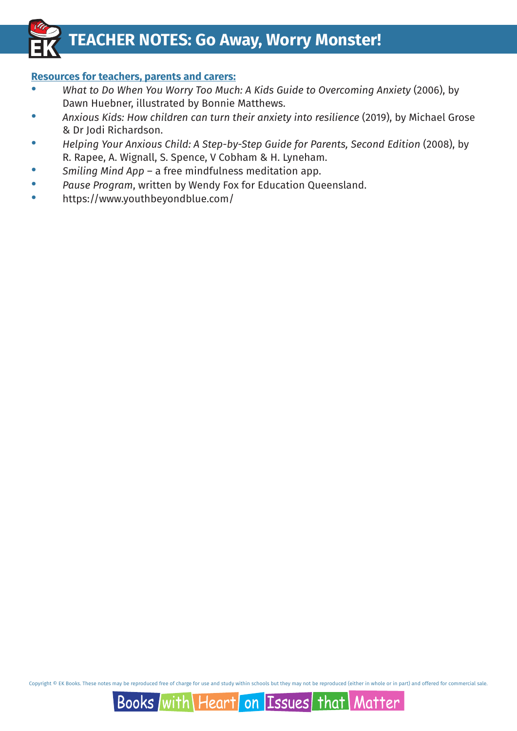**Resources for teachers, parents and carers:**

- *What to Do When You Worry Too Much: A Kids Guide to Overcoming Anxiety* (2006), by Dawn Huebner, illustrated by Bonnie Matthews.
- *Anxious Kids: How children can turn their anxiety into resilience* (2019), by Michael Grose & Dr Jodi Richardson.
- *Helping Your Anxious Child: A Step-by-Step Guide for Parents, Second Edition* (2008), by R. Rapee, A. Wignall, S. Spence, V Cobham & H. Lyneham.
- *Smiling Mind App* – a free mindfulness meditation app.
- *Pause Program*, written by Wendy Fox for Education Queensland.
- https://www.youthbeyondblue.com/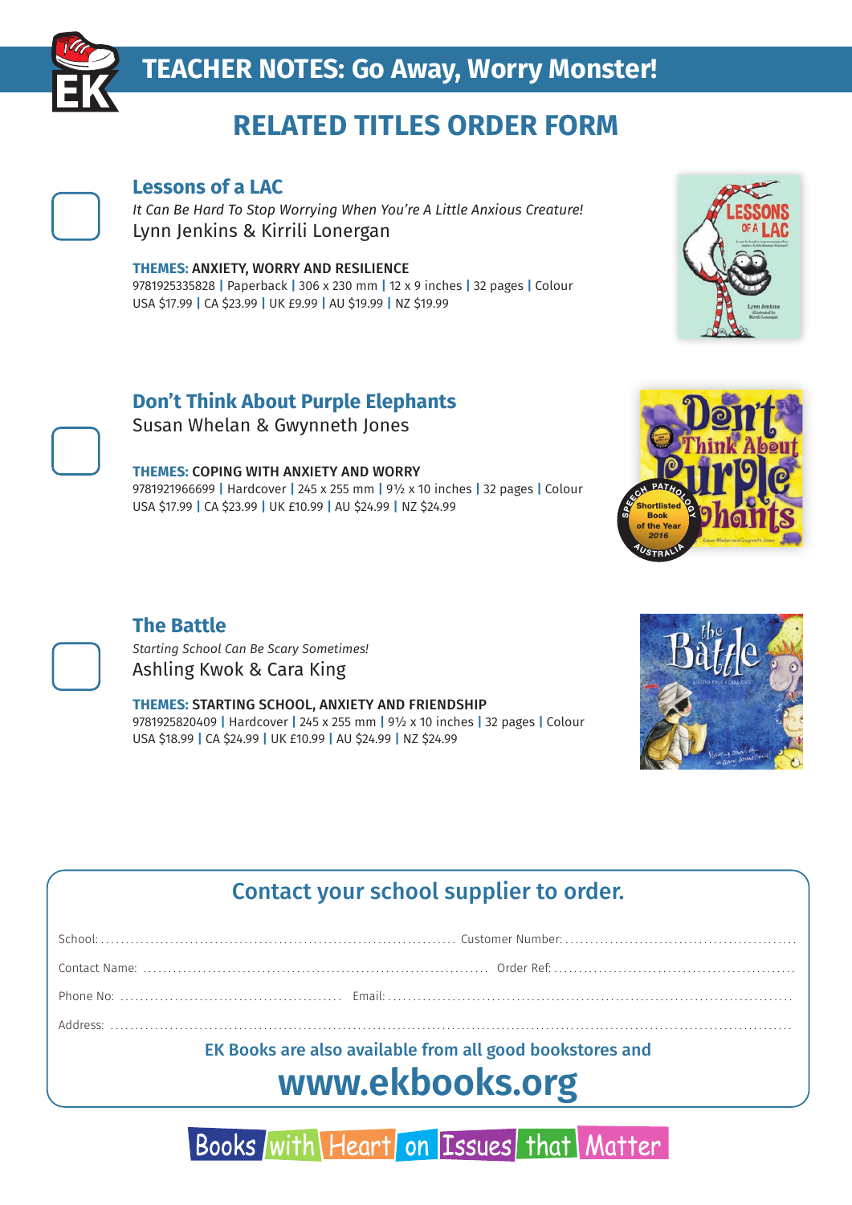# TEACHER NOTES: Go Away, Worry Monster!

## RELATED TITLES ORDER FORM

### Lessons of a LAC

*It Can Be Hard To Stop Worrying When You're A Little Anxious Creature!*
Lynn Jenkins & Kirrili Lonergan

**THEMES:** ANXIETY, WORRY AND RESILIENCE
9781925335828 | Paperback | 306 x 230 mm | 12 x 9 inches | 32 pages | Colour
USA $17.99 | CA $23.99 | UK £9.99 | AU $19.99 | NZ $19.99

### Don't Think About Purple Elephants

Susan Whelan & Gwynneth Jones

**THEMES:** COPING WITH ANXIETY AND WORRY
9781921966699 | Hardcover | 245 x 255 mm | 9½ x 10 inches | 32 pages | Colour
USA $17.99 | CA $23.99 | UK £10.99 | AU $24.99 | NZ $24.99

Speech Pathology Australia Shortlisted Book of the Year 2016

### The Battle

*Starting School Can Be Scary Sometimes!*
Ashling Kwok & Cara King

**THEMES:** STARTING SCHOOL, ANXIETY AND FRIENDSHIP
9781925820409 | Hardcover | 245 x 255 mm | 9½ x 10 inches | 32 pages | Colour
USA $18.99 | CA $24.99 | UK £10.99 | AU $24.99 | NZ $24.99

## Contact your school supplier to order.

School: .................................................. Customer Number: ..................................................

Contact Name: .................................................. Order Ref: ..................................................

Phone No: .................................................. Email: ..................................................

Address: ..................................................

**EK Books are also available from all good bookstores and**

## www.ekbooks.org

Books with Heart on Issues that Matter